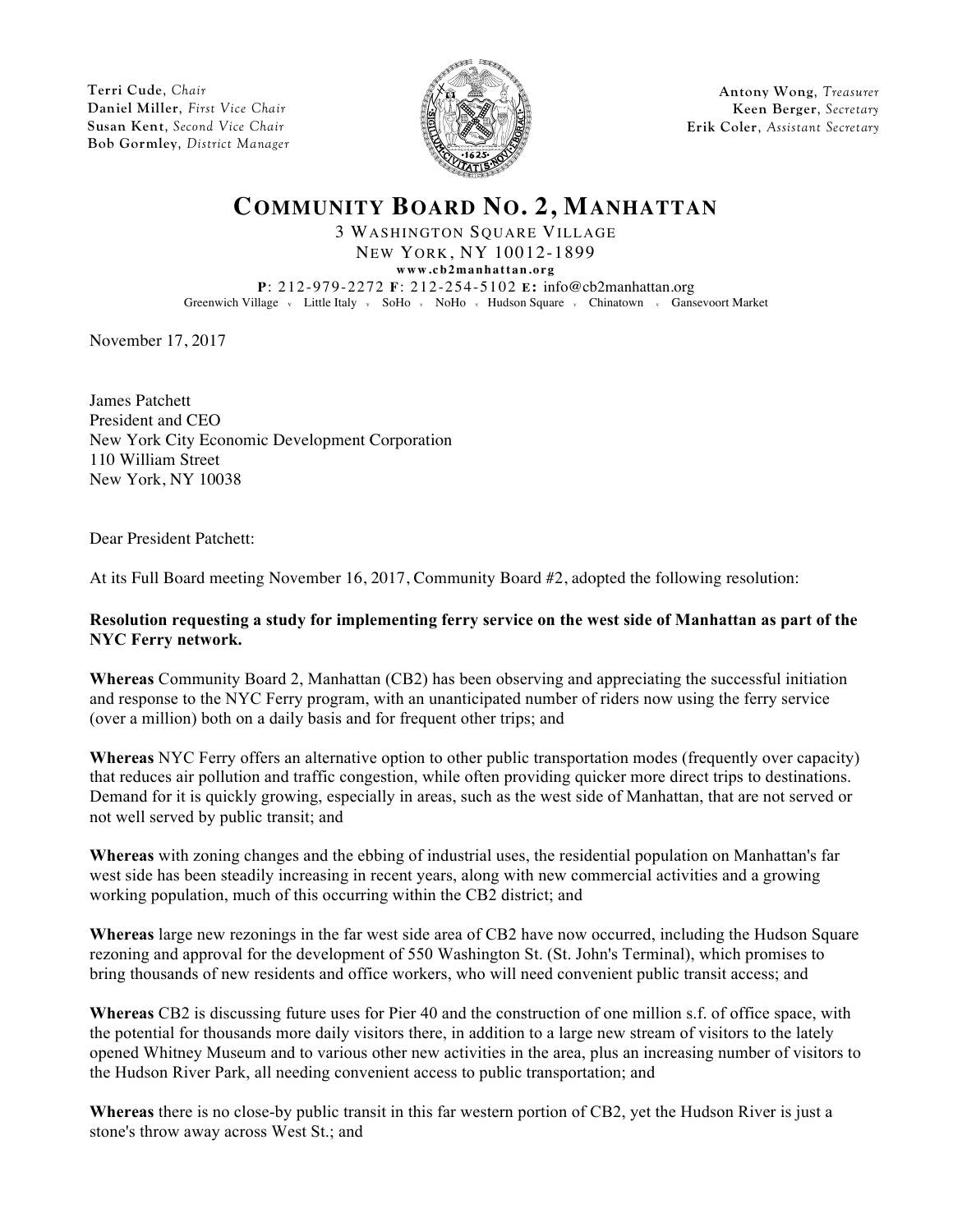Terri Cude, *Chair*
Daniel Miller, *First Vice Chair*
Susan Kent, *Second Vice Chair*
Bob Gormley, *District Manager*

Antony Wong, *Treasurer*
Keen Berger, *Secretary*
Erik Coler, *Assistant Secretary*

# COMMUNITY BOARD NO. 2, MANHATTAN

3 WASHINGTON SQUARE VILLAGE
NEW YORK, NY 10012-1899
www.cb2manhattan.org
**P**: 212-979-2272 **F**: 212-254-5102 **E:** info@cb2manhattan.org
Greenwich Village · Little Italy · SoHo · NoHo · Hudson Square · Chinatown · Gansevoort Market

November 17, 2017

James Patchett
President and CEO
New York City Economic Development Corporation
110 William Street
New York, NY 10038

Dear President Patchett:

At its Full Board meeting November 16, 2017, Community Board #2, adopted the following resolution:

**Resolution requesting a study for implementing ferry service on the west side of Manhattan as part of the NYC Ferry network.**

**Whereas** Community Board 2, Manhattan (CB2) has been observing and appreciating the successful initiation and response to the NYC Ferry program, with an unanticipated number of riders now using the ferry service (over a million) both on a daily basis and for frequent other trips; and

**Whereas** NYC Ferry offers an alternative option to other public transportation modes (frequently over capacity) that reduces air pollution and traffic congestion, while often providing quicker more direct trips to destinations. Demand for it is quickly growing, especially in areas, such as the west side of Manhattan, that are not served or not well served by public transit; and

**Whereas** with zoning changes and the ebbing of industrial uses, the residential population on Manhattan's far west side has been steadily increasing in recent years, along with new commercial activities and a growing working population, much of this occurring within the CB2 district; and

**Whereas** large new rezonings in the far west side area of CB2 have now occurred, including the Hudson Square rezoning and approval for the development of 550 Washington St. (St. John's Terminal), which promises to bring thousands of new residents and office workers, who will need convenient public transit access; and

**Whereas** CB2 is discussing future uses for Pier 40 and the construction of one million s.f. of office space, with the potential for thousands more daily visitors there, in addition to a large new stream of visitors to the lately opened Whitney Museum and to various other new activities in the area, plus an increasing number of visitors to the Hudson River Park, all needing convenient access to public transportation; and

**Whereas** there is no close-by public transit in this far western portion of CB2, yet the Hudson River is just a stone's throw away across West St.; and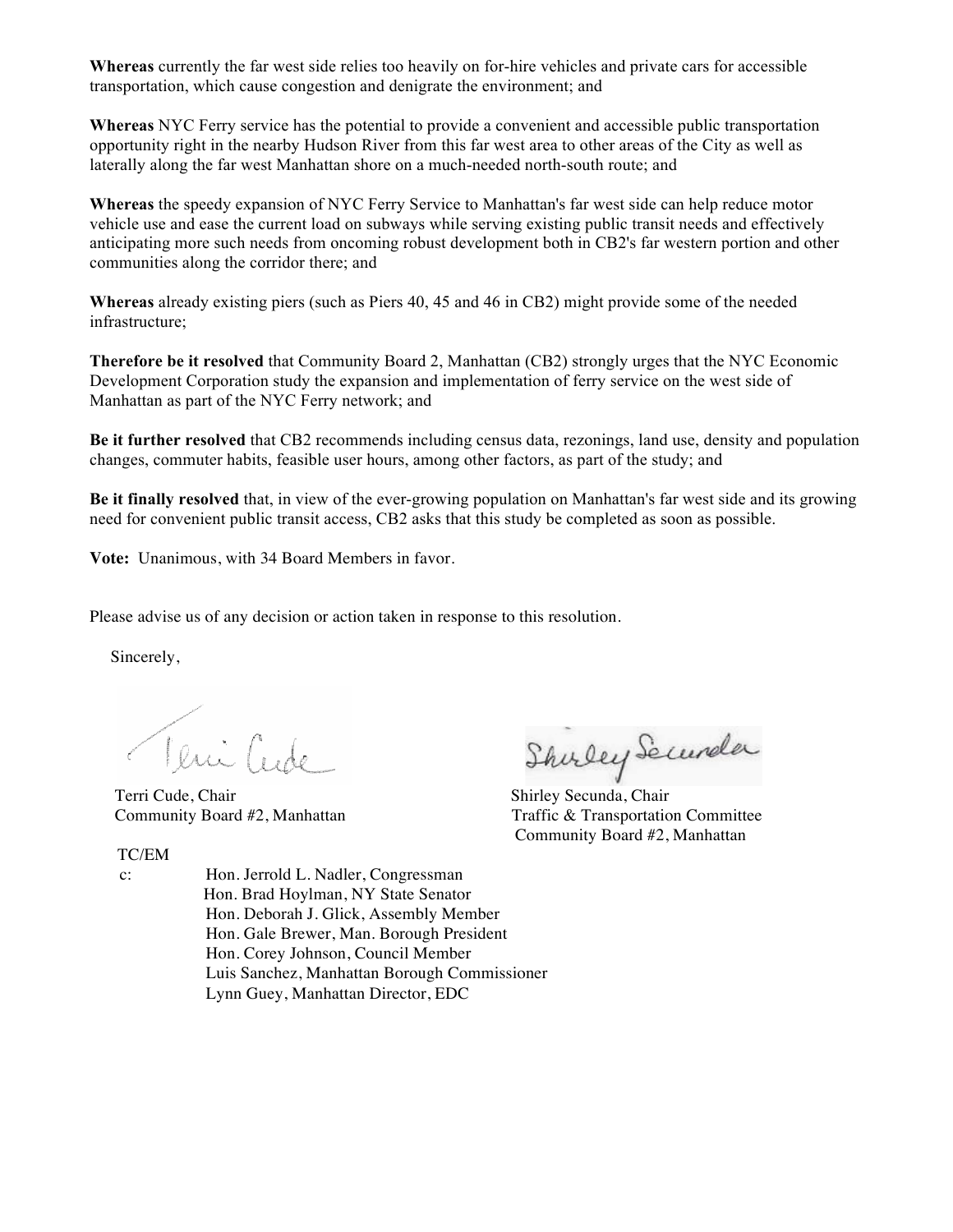**Whereas** currently the far west side relies too heavily on for-hire vehicles and private cars for accessible transportation, which cause congestion and denigrate the environment; and

**Whereas** NYC Ferry service has the potential to provide a convenient and accessible public transportation opportunity right in the nearby Hudson River from this far west area to other areas of the City as well as laterally along the far west Manhattan shore on a much-needed north-south route; and

**Whereas** the speedy expansion of NYC Ferry Service to Manhattan's far west side can help reduce motor vehicle use and ease the current load on subways while serving existing public transit needs and effectively anticipating more such needs from oncoming robust development both in CB2's far western portion and other communities along the corridor there; and

**Whereas** already existing piers (such as Piers 40, 45 and 46 in CB2) might provide some of the needed infrastructure;

**Therefore be it resolved** that Community Board 2, Manhattan (CB2) strongly urges that the NYC Economic Development Corporation study the expansion and implementation of ferry service on the west side of Manhattan as part of the NYC Ferry network; and

**Be it further resolved** that CB2 recommends including census data, rezonings, land use, density and population changes, commuter habits, feasible user hours, among other factors, as part of the study; and

**Be it finally resolved** that, in view of the ever-growing population on Manhattan's far west side and its growing need for convenient public transit access, CB2 asks that this study be completed as soon as possible.

**Vote:** Unanimous, with 34 Board Members in favor.

Please advise us of any decision or action taken in response to this resolution.

Sincerely,

Terri Cude, Chair
Community Board #2, Manhattan

Shirley Secunda, Chair
Traffic & Transportation Committee
Community Board #2, Manhattan

TC/EM

c: Hon. Jerrold L. Nadler, Congressman
Hon. Brad Hoylman, NY State Senator
Hon. Deborah J. Glick, Assembly Member
Hon. Gale Brewer, Man. Borough President
Hon. Corey Johnson, Council Member
Luis Sanchez, Manhattan Borough Commissioner
Lynn Guey, Manhattan Director, EDC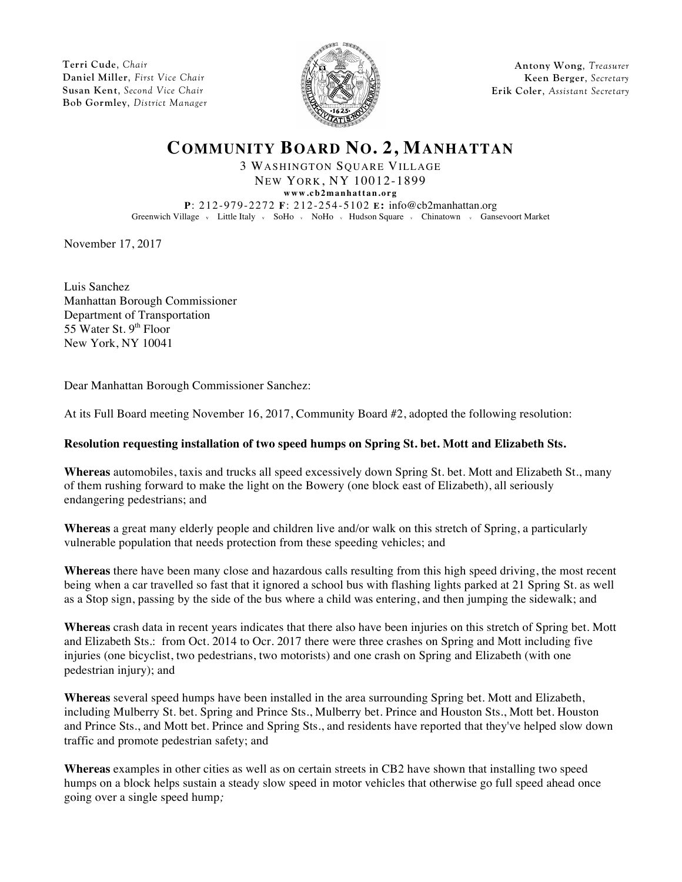Terri Cude, *Chair*
Daniel Miller, *First Vice Chair*
Susan Kent, *Second Vice Chair*
Bob Gormley, *District Manager*

Antony Wong, *Treasurer*
Keen Berger, *Secretary*
Erik Coler, *Assistant Secretary*

# COMMUNITY BOARD NO. 2, MANHATTAN

3 WASHINGTON SQUARE VILLAGE
NEW YORK, NY 10012-1899
**www.cb2manhattan.org**
**P**: 212-979-2272 **F**: 212-254-5102 **E:** info@cb2manhattan.org
Greenwich Village ⸱ Little Italy ⸱ SoHo ⸱ NoHo ⸱ Hudson Square ⸱ Chinatown ⸱ Gansevoort Market

November 17, 2017

Luis Sanchez
Manhattan Borough Commissioner
Department of Transportation
55 Water St. 9th Floor
New York, NY 10041

Dear Manhattan Borough Commissioner Sanchez:

At its Full Board meeting November 16, 2017, Community Board #2, adopted the following resolution:

**Resolution requesting installation of two speed humps on Spring St. bet. Mott and Elizabeth Sts.**

**Whereas** automobiles, taxis and trucks all speed excessively down Spring St. bet. Mott and Elizabeth St., many of them rushing forward to make the light on the Bowery (one block east of Elizabeth), all seriously endangering pedestrians; and

**Whereas** a great many elderly people and children live and/or walk on this stretch of Spring, a particularly vulnerable population that needs protection from these speeding vehicles; and

**Whereas** there have been many close and hazardous calls resulting from this high speed driving, the most recent being when a car travelled so fast that it ignored a school bus with flashing lights parked at 21 Spring St. as well as a Stop sign, passing by the side of the bus where a child was entering, and then jumping the sidewalk; and

**Whereas** crash data in recent years indicates that there also have been injuries on this stretch of Spring bet. Mott and Elizabeth Sts.: from Oct. 2014 to Ocr. 2017 there were three crashes on Spring and Mott including five injuries (one bicyclist, two pedestrians, two motorists) and one crash on Spring and Elizabeth (with one pedestrian injury); and

**Whereas** several speed humps have been installed in the area surrounding Spring bet. Mott and Elizabeth, including Mulberry St. bet. Spring and Prince Sts., Mulberry bet. Prince and Houston Sts., Mott bet. Houston and Prince Sts., and Mott bet. Prince and Spring Sts., and residents have reported that they've helped slow down traffic and promote pedestrian safety; and

**Whereas** examples in other cities as well as on certain streets in CB2 have shown that installing two speed humps on a block helps sustain a steady slow speed in motor vehicles that otherwise go full speed ahead once going over a single speed hump*;*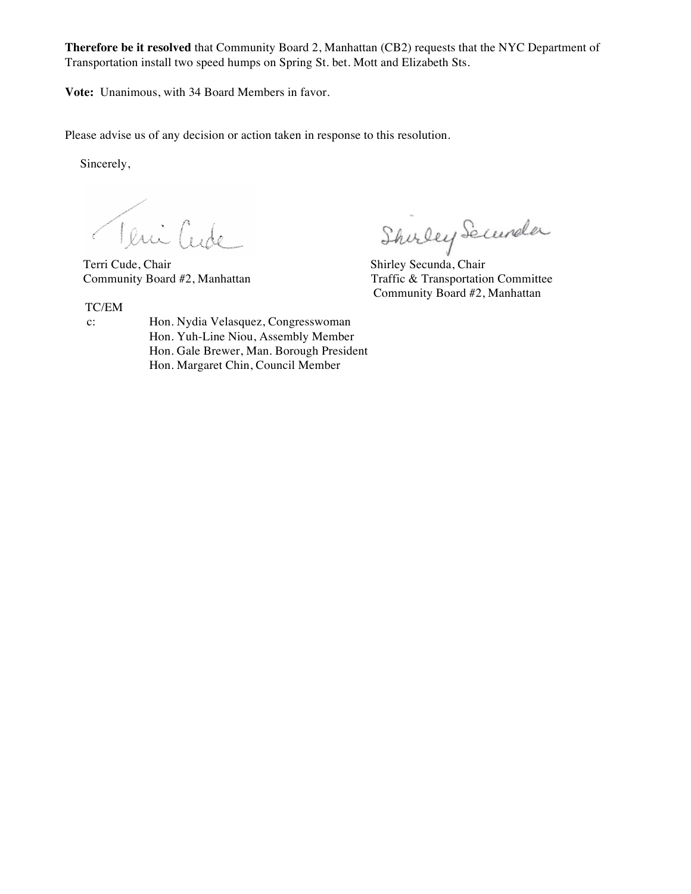**Therefore be it resolved** that Community Board 2, Manhattan (CB2) requests that the NYC Department of Transportation install two speed humps on Spring St. bet. Mott and Elizabeth Sts.

**Vote:** Unanimous, with 34 Board Members in favor.

Please advise us of any decision or action taken in response to this resolution.

Sincerely,

Terri Cude, Chair
Community Board #2, Manhattan

Shirley Secunda, Chair
Traffic & Transportation Committee
Community Board #2, Manhattan

TC/EM

c: Hon. Nydia Velasquez, Congresswoman
Hon. Yuh-Line Niou, Assembly Member
Hon. Gale Brewer, Man. Borough President
Hon. Margaret Chin, Council Member